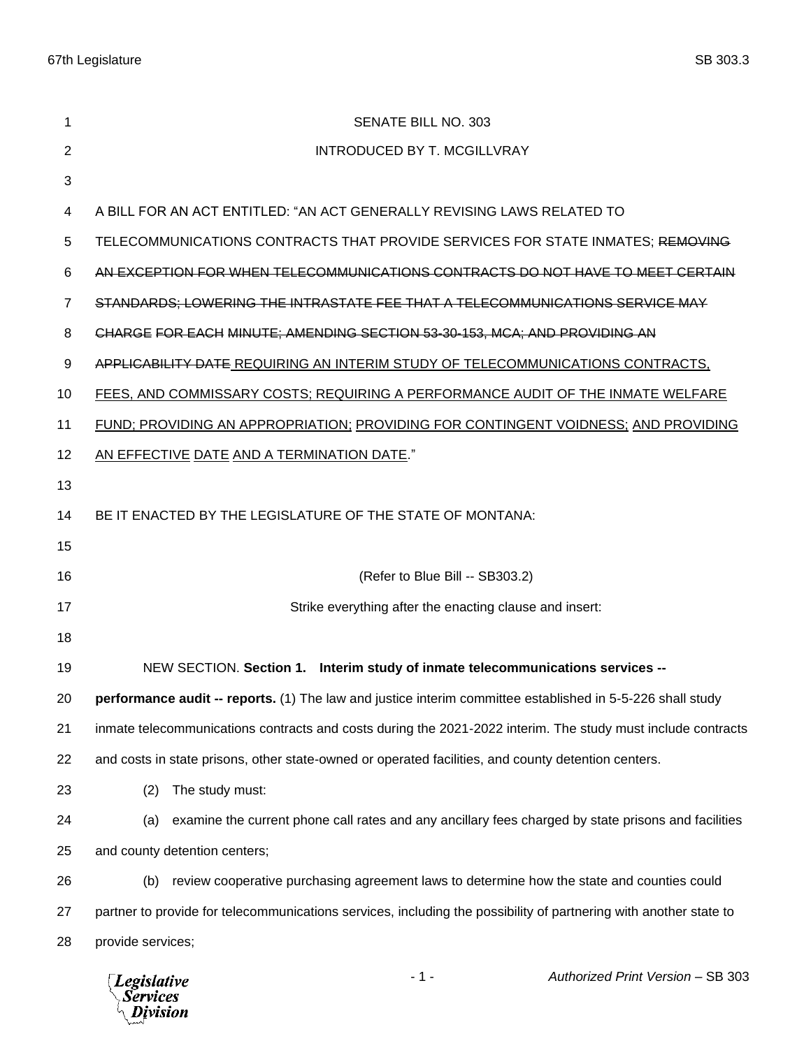SENATE BILL NO. 303

INTRODUCED BY T. MCGILLVRAY

A BILL FOR AN ACT ENTITLED: "AN ACT GENERALLY REVISING LAWS RELATED TO TELECOMMUNICATIONS CONTRACTS THAT PROVIDE SERVICES FOR STATE INMATES; ~~REMOVING AN EXCEPTION FOR WHEN TELECOMMUNICATIONS CONTRACTS DO NOT HAVE TO MEET CERTAIN STANDARDS; LOWERING THE INTRASTATE FEE THAT A TELECOMMUNICATIONS SERVICE MAY CHARGE FOR EACH MINUTE; AMENDING SECTION 53-30-153, MCA; AND PROVIDING AN APPLICABILITY DATE~~ <u>REQUIRING AN INTERIM STUDY OF TELECOMMUNICATIONS CONTRACTS, FEES, AND COMMISSARY COSTS; REQUIRING A PERFORMANCE AUDIT OF THE INMATE WELFARE FUND; PROVIDING AN APPROPRIATION;</u> <u>PROVIDING FOR CONTINGENT VOIDNESS;</u> <u>AND PROVIDING AN EFFECTIVE</u> <u>DATE</u> <u>AND A TERMINATION DATE</u>."

BE IT ENACTED BY THE LEGISLATURE OF THE STATE OF MONTANA:

(Refer to Blue Bill -- SB303.2)

Strike everything after the enacting clause and insert:

NEW SECTION. **Section 1. Interim study of inmate telecommunications services -- performance audit -- reports.** (1) The law and justice interim committee established in 5-5-226 shall study inmate telecommunications contracts and costs during the 2021-2022 interim. The study must include contracts and costs in state prisons, other state-owned or operated facilities, and county detention centers.

(2) The study must:

(a) examine the current phone call rates and any ancillary fees charged by state prisons and facilities and county detention centers;

(b) review cooperative purchasing agreement laws to determine how the state and counties could partner to provide for telecommunications services, including the possibility of partnering with another state to provide services;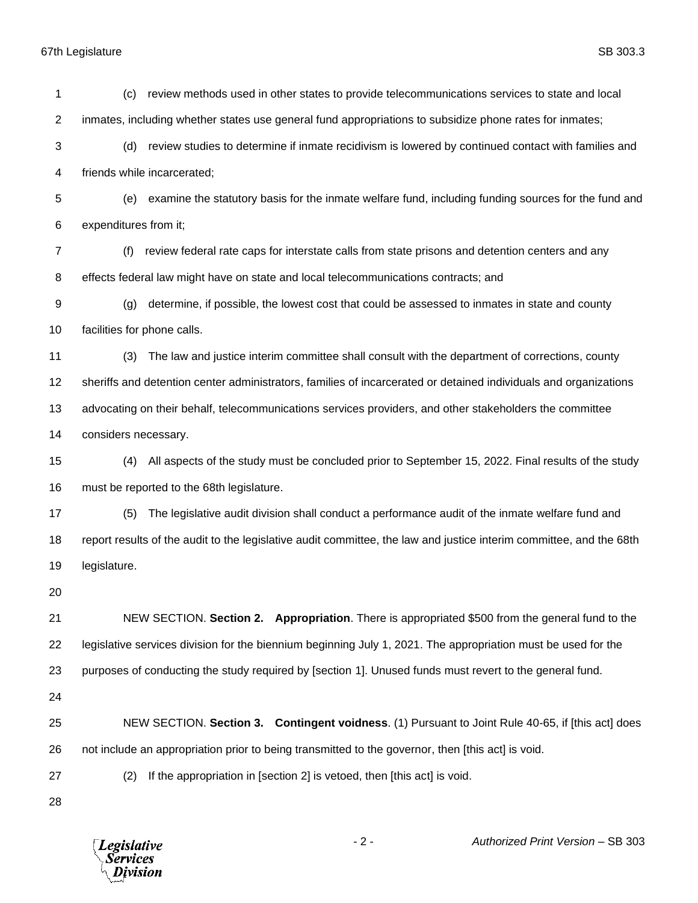(c) review methods used in other states to provide telecommunications services to state and local inmates, including whether states use general fund appropriations to subsidize phone rates for inmates;

(d) review studies to determine if inmate recidivism is lowered by continued contact with families and friends while incarcerated;

(e) examine the statutory basis for the inmate welfare fund, including funding sources for the fund and expenditures from it;

(f) review federal rate caps for interstate calls from state prisons and detention centers and any effects federal law might have on state and local telecommunications contracts; and

(g) determine, if possible, the lowest cost that could be assessed to inmates in state and county facilities for phone calls.

(3) The law and justice interim committee shall consult with the department of corrections, county sheriffs and detention center administrators, families of incarcerated or detained individuals and organizations advocating on their behalf, telecommunications services providers, and other stakeholders the committee considers necessary.

(4) All aspects of the study must be concluded prior to September 15, 2022. Final results of the study must be reported to the 68th legislature.

(5) The legislative audit division shall conduct a performance audit of the inmate welfare fund and report results of the audit to the legislative audit committee, the law and justice interim committee, and the 68th legislature.

NEW SECTION. **Section 2. Appropriation**. There is appropriated $500 from the general fund to the legislative services division for the biennium beginning July 1, 2021. The appropriation must be used for the purposes of conducting the study required by [section 1]. Unused funds must revert to the general fund.

NEW SECTION. **Section 3. Contingent voidness**. (1) Pursuant to Joint Rule 40-65, if [this act] does not include an appropriation prior to being transmitted to the governor, then [this act] is void.

(2) If the appropriation in [section 2] is vetoed, then [this act] is void.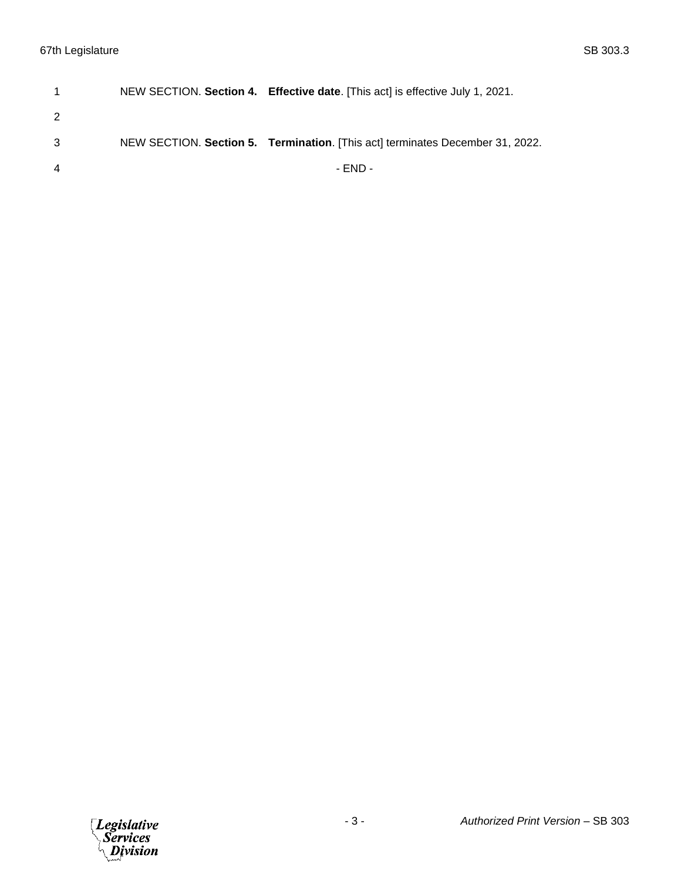NEW SECTION. **Section 4. Effective date**. [This act] is effective July 1, 2021.

NEW SECTION. **Section 5. Termination**. [This act] terminates December 31, 2022.

- END -